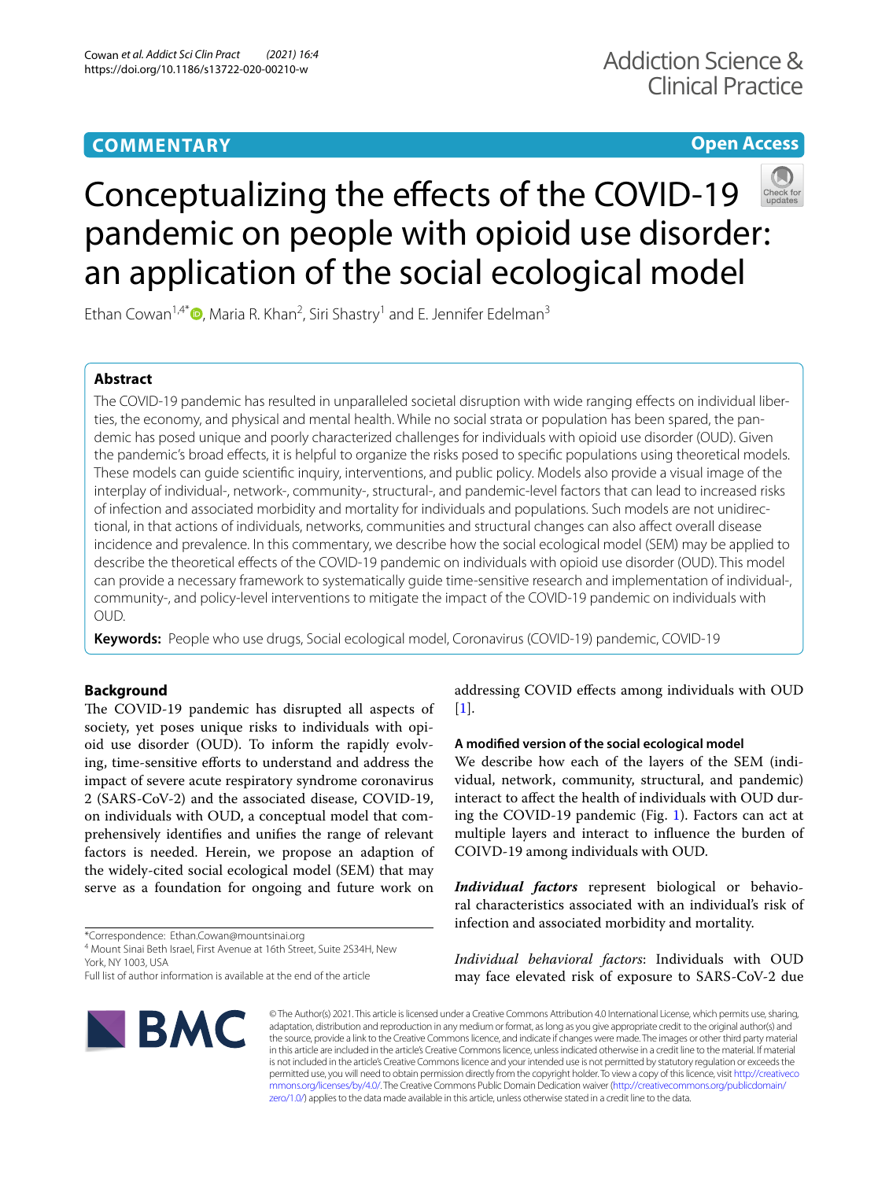**COMMENTARY**

**Open Access**

# Conceptualizing the effects of the COVID-19 pandemic on people with opioid use disorder: an application of the social ecological model

Ethan Cowan[1,4*], Maria R. Khan[2], Siri Shastry[1] and E. Jennifer Edelman[3]

## Abstract

The COVID-19 pandemic has resulted in unparalleled societal disruption with wide ranging effects on individual liberties, the economy, and physical and mental health. While no social strata or population has been spared, the pandemic has posed unique and poorly characterized challenges for individuals with opioid use disorder (OUD). Given the pandemic's broad effects, it is helpful to organize the risks posed to specific populations using theoretical models. These models can guide scientific inquiry, interventions, and public policy. Models also provide a visual image of the interplay of individual-, network-, community-, structural-, and pandemic-level factors that can lead to increased risks of infection and associated morbidity and mortality for individuals and populations. Such models are not unidirectional, in that actions of individuals, networks, communities and structural changes can also affect overall disease incidence and prevalence. In this commentary, we describe how the social ecological model (SEM) may be applied to describe the theoretical effects of the COVID-19 pandemic on individuals with opioid use disorder (OUD). This model can provide a necessary framework to systematically guide time-sensitive research and implementation of individual-, community-, and policy-level interventions to mitigate the impact of the COVID-19 pandemic on individuals with OUD.

**Keywords:** People who use drugs, Social ecological model, Coronavirus (COVID-19) pandemic, COVID-19

## Background

The COVID-19 pandemic has disrupted all aspects of society, yet poses unique risks to individuals with opioid use disorder (OUD). To inform the rapidly evolving, time-sensitive efforts to understand and address the impact of severe acute respiratory syndrome coronavirus 2 (SARS-CoV-2) and the associated disease, COVID-19, on individuals with OUD, a conceptual model that comprehensively identifies and unifies the range of relevant factors is needed. Herein, we propose an adaption of the widely-cited social ecological model (SEM) that may serve as a foundation for ongoing and future work on addressing COVID effects among individuals with OUD [1].

### A modified version of the social ecological model

We describe how each of the layers of the SEM (individual, network, community, structural, and pandemic) interact to affect the health of individuals with OUD during the COVID-19 pandemic (Fig. 1). Factors can act at multiple layers and interact to influence the burden of COIVD-19 among individuals with OUD.

***Individual factors*** represent biological or behavioral characteristics associated with an individual's risk of infection and associated morbidity and mortality.

*Individual behavioral factors*: Individuals with OUD may face elevated risk of exposure to SARS-CoV-2 due

*Correspondence: Ethan.Cowan@mountsinai.org
[4] Mount Sinai Beth Israel, First Avenue at 16th Street, Suite 2S34H, New York, NY 1003, USA
Full list of author information is available at the end of the article

© The Author(s) 2021. This article is licensed under a Creative Commons Attribution 4.0 International License, which permits use, sharing, adaptation, distribution and reproduction in any medium or format, as long as you give appropriate credit to the original author(s) and the source, provide a link to the Creative Commons licence, and indicate if changes were made. The images or other third party material in this article are included in the article's Creative Commons licence, unless indicated otherwise in a credit line to the material. If material is not included in the article's Creative Commons licence and your intended use is not permitted by statutory regulation or exceeds the permitted use, you will need to obtain permission directly from the copyright holder. To view a copy of this licence, visit http://creativecommons.org/licenses/by/4.0/. The Creative Commons Public Domain Dedication waiver (http://creativecommons.org/publicdomain/zero/1.0/) applies to the data made available in this article, unless otherwise stated in a credit line to the data.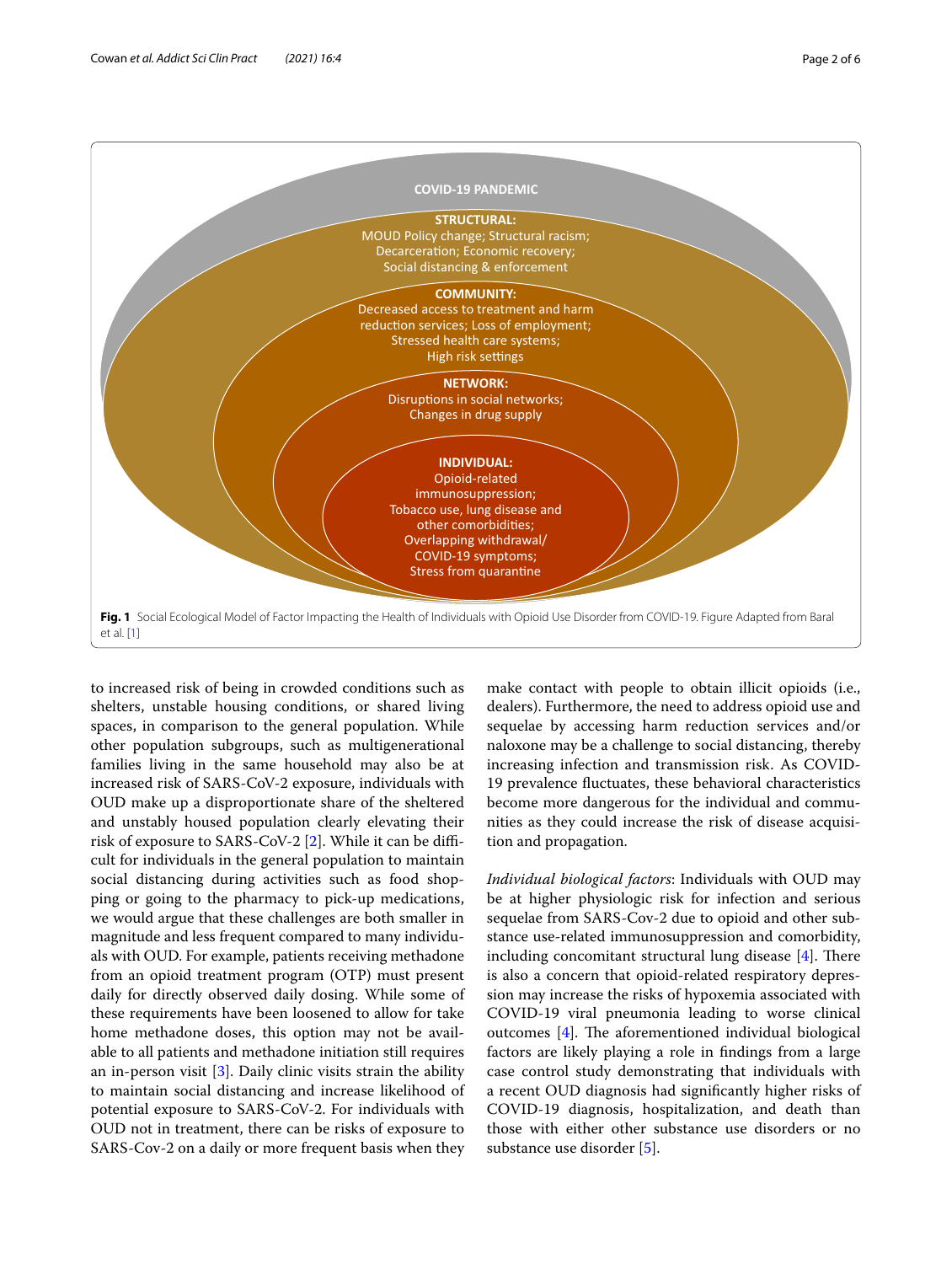COVID-19 PANDEMIC

**STRUCTURAL:**
MOUD Policy change; Structural racism; Decarceration; Economic recovery; Social distancing & enforcement

**COMMUNITY:**
Decreased access to treatment and harm reduction services; Loss of employment; Stressed health care systems; High risk settings

**NETWORK:**
Disruptions in social networks; Changes in drug supply

**INDIVIDUAL:**
Opioid-related immunosuppression; Tobacco use, lung disease and other comorbidities; Overlapping withdrawal/ COVID-19 symptoms; Stress from quarantine

**Fig. 1** Social Ecological Model of Factor Impacting the Health of Individuals with Opioid Use Disorder from COVID-19. Figure Adapted from Baral et al. [1]

to increased risk of being in crowded conditions such as shelters, unstable housing conditions, or shared living spaces, in comparison to the general population. While other population subgroups, such as multigenerational families living in the same household may also be at increased risk of SARS-CoV-2 exposure, individuals with OUD make up a disproportionate share of the sheltered and unstably housed population clearly elevating their risk of exposure to SARS-CoV-2 [2]. While it can be difficult for individuals in the general population to maintain social distancing during activities such as food shopping or going to the pharmacy to pick-up medications, we would argue that these challenges are both smaller in magnitude and less frequent compared to many individuals with OUD. For example, patients receiving methadone from an opioid treatment program (OTP) must present daily for directly observed daily dosing. While some of these requirements have been loosened to allow for take home methadone doses, this option may not be available to all patients and methadone initiation still requires an in-person visit [3]. Daily clinic visits strain the ability to maintain social distancing and increase likelihood of potential exposure to SARS-CoV-2. For individuals with OUD not in treatment, there can be risks of exposure to SARS-Cov-2 on a daily or more frequent basis when they make contact with people to obtain illicit opioids (i.e., dealers). Furthermore, the need to address opioid use and sequelae by accessing harm reduction services and/or naloxone may be a challenge to social distancing, thereby increasing infection and transmission risk. As COVID-19 prevalence fluctuates, these behavioral characteristics become more dangerous for the individual and communities as they could increase the risk of disease acquisition and propagation.

*Individual biological factors*: Individuals with OUD may be at higher physiologic risk for infection and serious sequelae from SARS-Cov-2 due to opioid and other substance use-related immunosuppression and comorbidity, including concomitant structural lung disease [4]. There is also a concern that opioid-related respiratory depression may increase the risks of hypoxemia associated with COVID-19 viral pneumonia leading to worse clinical outcomes [4]. The aforementioned individual biological factors are likely playing a role in findings from a large case control study demonstrating that individuals with a recent OUD diagnosis had significantly higher risks of COVID-19 diagnosis, hospitalization, and death than those with either other substance use disorders or no substance use disorder [5].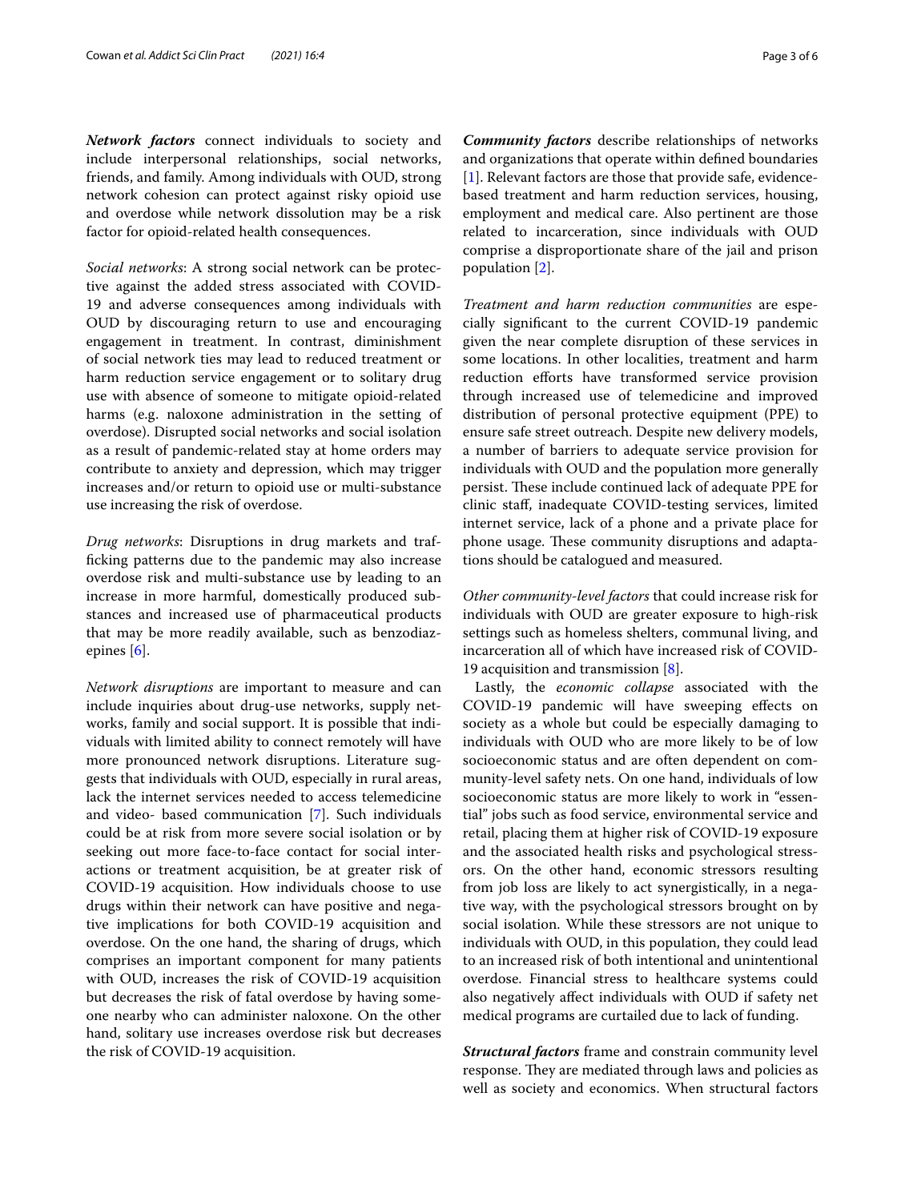***Network factors*** connect individuals to society and include interpersonal relationships, social networks, friends, and family. Among individuals with OUD, strong network cohesion can protect against risky opioid use and overdose while network dissolution may be a risk factor for opioid-related health consequences.

*Social networks*: A strong social network can be protective against the added stress associated with COVID-19 and adverse consequences among individuals with OUD by discouraging return to use and encouraging engagement in treatment. In contrast, diminishment of social network ties may lead to reduced treatment or harm reduction service engagement or to solitary drug use with absence of someone to mitigate opioid-related harms (e.g. naloxone administration in the setting of overdose). Disrupted social networks and social isolation as a result of pandemic-related stay at home orders may contribute to anxiety and depression, which may trigger increases and/or return to opioid use or multi-substance use increasing the risk of overdose.

*Drug networks*: Disruptions in drug markets and trafficking patterns due to the pandemic may also increase overdose risk and multi-substance use by leading to an increase in more harmful, domestically produced substances and increased use of pharmaceutical products that may be more readily available, such as benzodiazepines [6].

*Network disruptions* are important to measure and can include inquiries about drug-use networks, supply networks, family and social support. It is possible that individuals with limited ability to connect remotely will have more pronounced network disruptions. Literature suggests that individuals with OUD, especially in rural areas, lack the internet services needed to access telemedicine and video- based communication [7]. Such individuals could be at risk from more severe social isolation or by seeking out more face-to-face contact for social interactions or treatment acquisition, be at greater risk of COVID-19 acquisition. How individuals choose to use drugs within their network can have positive and negative implications for both COVID-19 acquisition and overdose. On the one hand, the sharing of drugs, which comprises an important component for many patients with OUD, increases the risk of COVID-19 acquisition but decreases the risk of fatal overdose by having someone nearby who can administer naloxone. On the other hand, solitary use increases overdose risk but decreases the risk of COVID-19 acquisition.

***Community factors*** describe relationships of networks and organizations that operate within defined boundaries [1]. Relevant factors are those that provide safe, evidence-based treatment and harm reduction services, housing, employment and medical care. Also pertinent are those related to incarceration, since individuals with OUD comprise a disproportionate share of the jail and prison population [2].

*Treatment and harm reduction communities* are especially significant to the current COVID-19 pandemic given the near complete disruption of these services in some locations. In other localities, treatment and harm reduction efforts have transformed service provision through increased use of telemedicine and improved distribution of personal protective equipment (PPE) to ensure safe street outreach. Despite new delivery models, a number of barriers to adequate service provision for individuals with OUD and the population more generally persist. These include continued lack of adequate PPE for clinic staff, inadequate COVID-testing services, limited internet service, lack of a phone and a private place for phone usage. These community disruptions and adaptations should be catalogued and measured.

*Other community-level factors* that could increase risk for individuals with OUD are greater exposure to high-risk settings such as homeless shelters, communal living, and incarceration all of which have increased risk of COVID-19 acquisition and transmission [8].

Lastly, the *economic collapse* associated with the COVID-19 pandemic will have sweeping effects on society as a whole but could be especially damaging to individuals with OUD who are more likely to be of low socioeconomic status and are often dependent on community-level safety nets. On one hand, individuals of low socioeconomic status are more likely to work in "essential" jobs such as food service, environmental service and retail, placing them at higher risk of COVID-19 exposure and the associated health risks and psychological stressors. On the other hand, economic stressors resulting from job loss are likely to act synergistically, in a negative way, with the psychological stressors brought on by social isolation. While these stressors are not unique to individuals with OUD, in this population, they could lead to an increased risk of both intentional and unintentional overdose. Financial stress to healthcare systems could also negatively affect individuals with OUD if safety net medical programs are curtailed due to lack of funding.

***Structural factors*** frame and constrain community level response. They are mediated through laws and policies as well as society and economics. When structural factors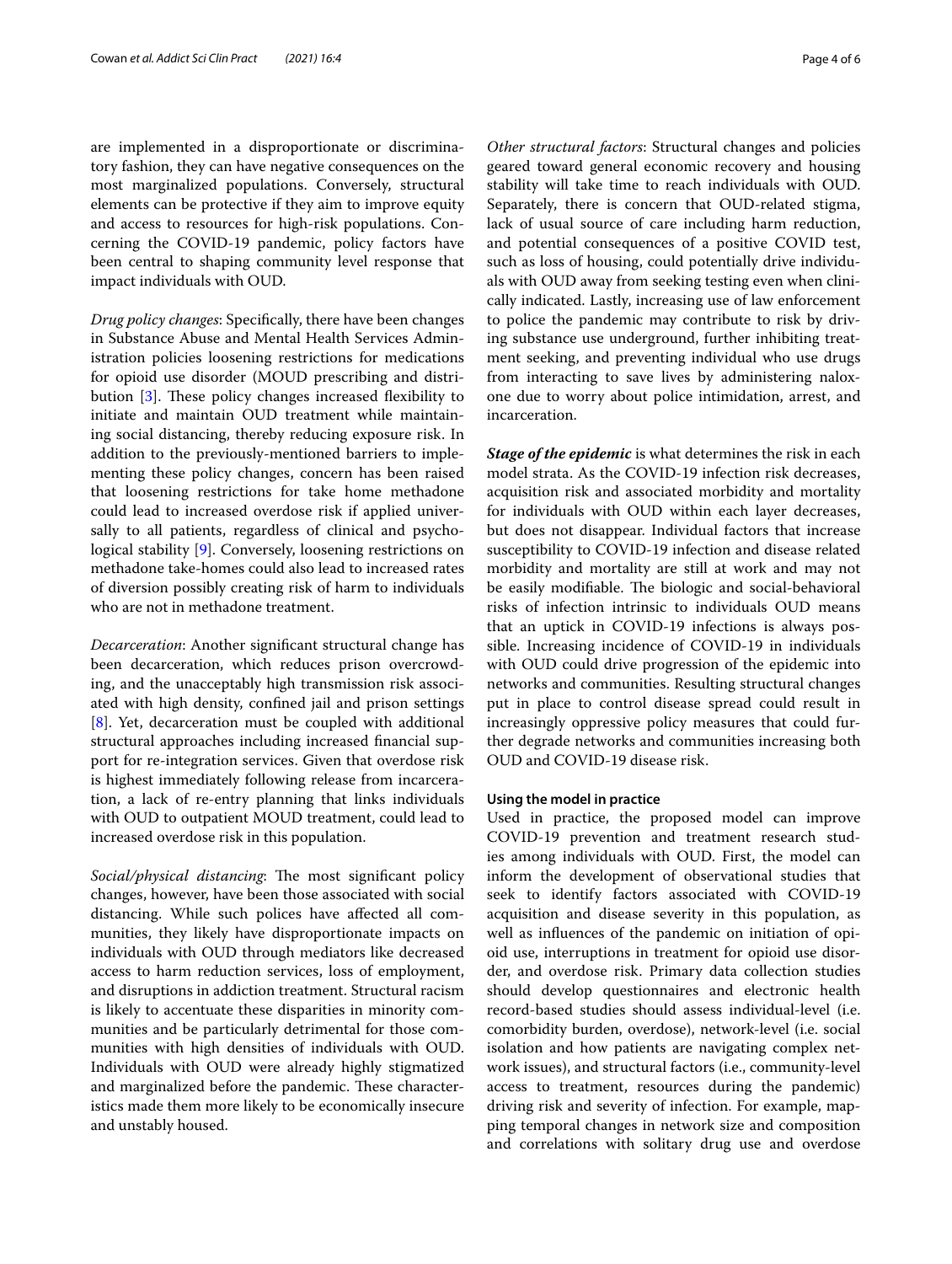are implemented in a disproportionate or discriminatory fashion, they can have negative consequences on the most marginalized populations. Conversely, structural elements can be protective if they aim to improve equity and access to resources for high-risk populations. Concerning the COVID-19 pandemic, policy factors have been central to shaping community level response that impact individuals with OUD.

*Drug policy changes*: Specifically, there have been changes in Substance Abuse and Mental Health Services Administration policies loosening restrictions for medications for opioid use disorder (MOUD prescribing and distribution [3]. These policy changes increased flexibility to initiate and maintain OUD treatment while maintaining social distancing, thereby reducing exposure risk. In addition to the previously-mentioned barriers to implementing these policy changes, concern has been raised that loosening restrictions for take home methadone could lead to increased overdose risk if applied universally to all patients, regardless of clinical and psychological stability [9]. Conversely, loosening restrictions on methadone take-homes could also lead to increased rates of diversion possibly creating risk of harm to individuals who are not in methadone treatment.

*Decarceration*: Another significant structural change has been decarceration, which reduces prison overcrowding, and the unacceptably high transmission risk associated with high density, confined jail and prison settings [8]. Yet, decarceration must be coupled with additional structural approaches including increased financial support for re-integration services. Given that overdose risk is highest immediately following release from incarceration, a lack of re-entry planning that links individuals with OUD to outpatient MOUD treatment, could lead to increased overdose risk in this population.

*Social/physical distancing*: The most significant policy changes, however, have been those associated with social distancing. While such polices have affected all communities, they likely have disproportionate impacts on individuals with OUD through mediators like decreased access to harm reduction services, loss of employment, and disruptions in addiction treatment. Structural racism is likely to accentuate these disparities in minority communities and be particularly detrimental for those communities with high densities of individuals with OUD. Individuals with OUD were already highly stigmatized and marginalized before the pandemic. These characteristics made them more likely to be economically insecure and unstably housed.

*Other structural factors*: Structural changes and policies geared toward general economic recovery and housing stability will take time to reach individuals with OUD. Separately, there is concern that OUD-related stigma, lack of usual source of care including harm reduction, and potential consequences of a positive COVID test, such as loss of housing, could potentially drive individuals with OUD away from seeking testing even when clinically indicated. Lastly, increasing use of law enforcement to police the pandemic may contribute to risk by driving substance use underground, further inhibiting treatment seeking, and preventing individual who use drugs from interacting to save lives by administering naloxone due to worry about police intimidation, arrest, and incarceration.

***Stage of the epidemic*** is what determines the risk in each model strata. As the COVID-19 infection risk decreases, acquisition risk and associated morbidity and mortality for individuals with OUD within each layer decreases, but does not disappear. Individual factors that increase susceptibility to COVID-19 infection and disease related morbidity and mortality are still at work and may not be easily modifiable. The biologic and social-behavioral risks of infection intrinsic to individuals OUD means that an uptick in COVID-19 infections is always possible. Increasing incidence of COVID-19 in individuals with OUD could drive progression of the epidemic into networks and communities. Resulting structural changes put in place to control disease spread could result in increasingly oppressive policy measures that could further degrade networks and communities increasing both OUD and COVID-19 disease risk.

#### Using the model in practice

Used in practice, the proposed model can improve COVID-19 prevention and treatment research studies among individuals with OUD. First, the model can inform the development of observational studies that seek to identify factors associated with COVID-19 acquisition and disease severity in this population, as well as influences of the pandemic on initiation of opioid use, interruptions in treatment for opioid use disorder, and overdose risk. Primary data collection studies should develop questionnaires and electronic health record-based studies should assess individual-level (i.e. comorbidity burden, overdose), network-level (i.e. social isolation and how patients are navigating complex network issues), and structural factors (i.e., community-level access to treatment, resources during the pandemic) driving risk and severity of infection. For example, mapping temporal changes in network size and composition and correlations with solitary drug use and overdose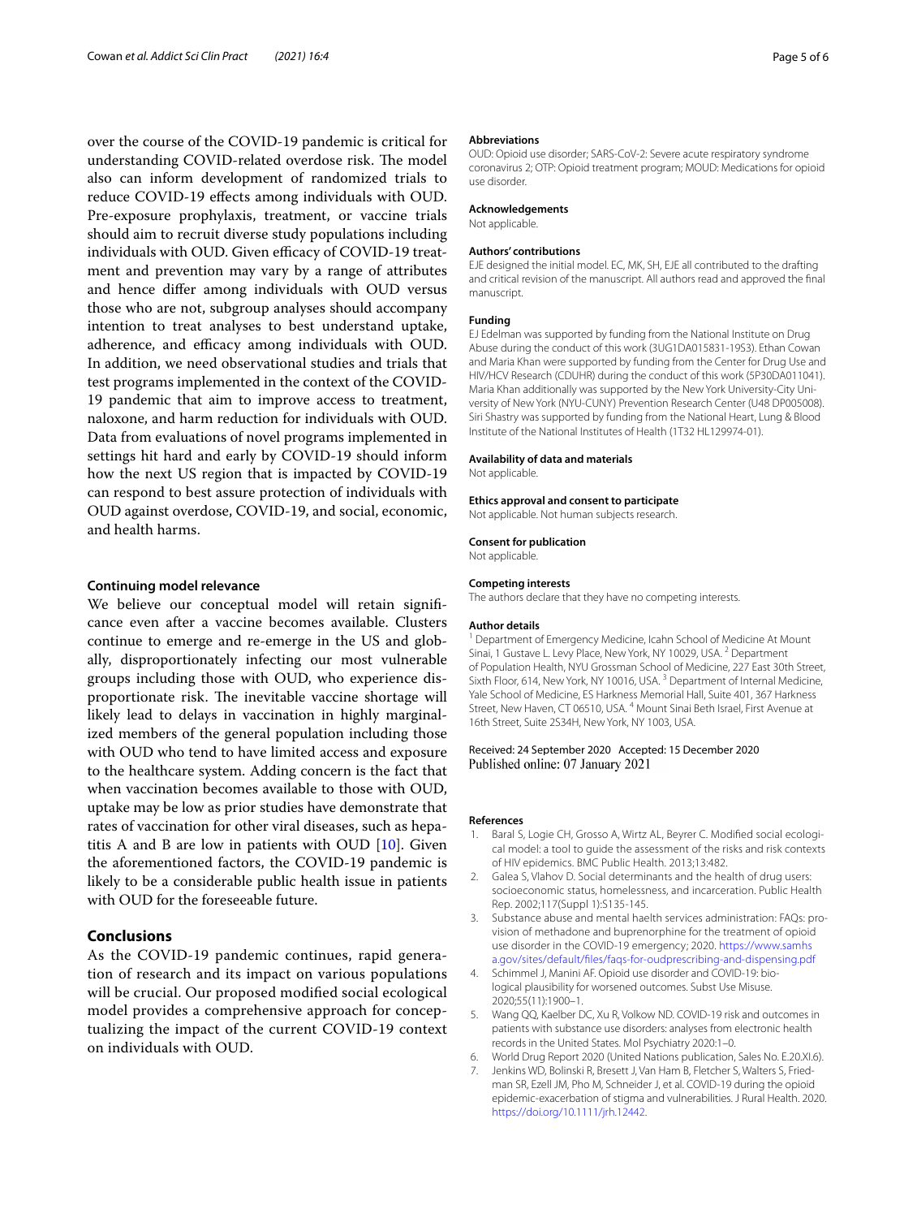over the course of the COVID-19 pandemic is critical for understanding COVID-related overdose risk. The model also can inform development of randomized trials to reduce COVID-19 effects among individuals with OUD. Pre-exposure prophylaxis, treatment, or vaccine trials should aim to recruit diverse study populations including individuals with OUD. Given efficacy of COVID-19 treatment and prevention may vary by a range of attributes and hence differ among individuals with OUD versus those who are not, subgroup analyses should accompany intention to treat analyses to best understand uptake, adherence, and efficacy among individuals with OUD. In addition, we need observational studies and trials that test programs implemented in the context of the COVID-19 pandemic that aim to improve access to treatment, naloxone, and harm reduction for individuals with OUD. Data from evaluations of novel programs implemented in settings hit hard and early by COVID-19 should inform how the next US region that is impacted by COVID-19 can respond to best assure protection of individuals with OUD against overdose, COVID-19, and social, economic, and health harms.

### Continuing model relevance

We believe our conceptual model will retain significance even after a vaccine becomes available. Clusters continue to emerge and re-emerge in the US and globally, disproportionately infecting our most vulnerable groups including those with OUD, who experience disproportionate risk. The inevitable vaccine shortage will likely lead to delays in vaccination in highly marginalized members of the general population including those with OUD who tend to have limited access and exposure to the healthcare system. Adding concern is the fact that when vaccination becomes available to those with OUD, uptake may be low as prior studies have demonstrate that rates of vaccination for other viral diseases, such as hepatitis A and B are low in patients with OUD [10]. Given the aforementioned factors, the COVID-19 pandemic is likely to be a considerable public health issue in patients with OUD for the foreseeable future.

## Conclusions

As the COVID-19 pandemic continues, rapid generation of research and its impact on various populations will be crucial. Our proposed modified social ecological model provides a comprehensive approach for conceptualizing the impact of the current COVID-19 context on individuals with OUD.

#### Abbreviations

OUD: Opioid use disorder; SARS-CoV-2: Severe acute respiratory syndrome coronavirus 2; OTP: Opioid treatment program; MOUD: Medications for opioid use disorder.

#### Acknowledgements

Not applicable.

#### Authors' contributions

EJE designed the initial model. EC, MK, SH, EJE all contributed to the drafting and critical revision of the manuscript. All authors read and approved the final manuscript.

#### Funding

EJ Edelman was supported by funding from the National Institute on Drug Abuse during the conduct of this work (3UG1DA015831-19S3). Ethan Cowan and Maria Khan were supported by funding from the Center for Drug Use and HIV/HCV Research (CDUHR) during the conduct of this work (5P30DA011041). Maria Khan additionally was supported by the New York University-City University of New York (NYU-CUNY) Prevention Research Center (U48 DP005008). Siri Shastry was supported by funding from the National Heart, Lung & Blood Institute of the National Institutes of Health (1T32 HL129974-01).

#### Availability of data and materials

Not applicable.

#### Ethics approval and consent to participate

Not applicable. Not human subjects research.

#### Consent for publication

Not applicable.

#### Competing interests

The authors declare that they have no competing interests.

#### Author details

[1] Department of Emergency Medicine, Icahn School of Medicine At Mount Sinai, 1 Gustave L. Levy Place, New York, NY 10029, USA. [2] Department of Population Health, NYU Grossman School of Medicine, 227 East 30th Street, Sixth Floor, 614, New York, NY 10016, USA. [3] Department of Internal Medicine, Yale School of Medicine, ES Harkness Memorial Hall, Suite 401, 367 Harkness Street, New Haven, CT 06510, USA. [4] Mount Sinai Beth Israel, First Avenue at 16th Street, Suite 2S34H, New York, NY 1003, USA.

Received: 24 September 2020 Accepted: 15 December 2020
Published online: 07 January 2021

#### References

1. Baral S, Logie CH, Grosso A, Wirtz AL, Beyrer C. Modified social ecological model: a tool to guide the assessment of the risks and risk contexts of HIV epidemics. BMC Public Health. 2013;13:482.
2. Galea S, Vlahov D. Social determinants and the health of drug users: socioeconomic status, homelessness, and incarceration. Public Health Rep. 2002;117(Suppl 1):S135-145.
3. Substance abuse and mental haelth services administration: FAQs: provision of methadone and buprenorphine for the treatment of opioid use disorder in the COVID-19 emergency; 2020. https://www.samhsa.gov/sites/default/files/faqs-for-oudprescribing-and-dispensing.pdf
4. Schimmel J, Manini AF. Opioid use disorder and COVID-19: biological plausibility for worsened outcomes. Subst Use Misuse. 2020;55(11):1900–1.
5. Wang QQ, Kaelber DC, Xu R, Volkow ND. COVID-19 risk and outcomes in patients with substance use disorders: analyses from electronic health records in the United States. Mol Psychiatry 2020:1–0.
6. World Drug Report 2020 (United Nations publication, Sales No. E.20.XI.6).
7. Jenkins WD, Bolinski R, Bresett J, Van Ham B, Fletcher S, Walters S, Friedman SR, Ezell JM, Pho M, Schneider J, et al. COVID-19 during the opioid epidemic-exacerbation of stigma and vulnerabilities. J Rural Health. 2020. https://doi.org/10.1111/jrh.12442.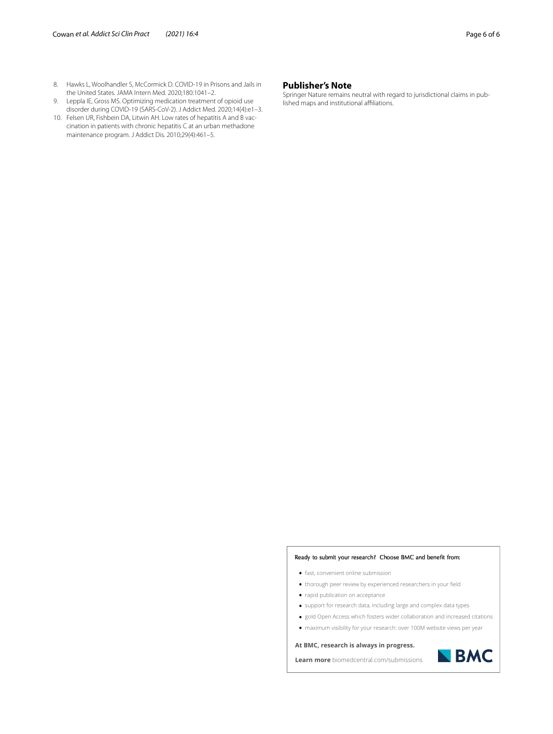8. Hawks L, Woolhandler S, McCormick D. COVID-19 in Prisons and Jails in the United States. JAMA Intern Med. 2020;180:1041–2.
9. Leppla IE, Gross MS. Optimizing medication treatment of opioid use disorder during COVID-19 (SARS-CoV-2). J Addict Med. 2020;14(4):e1–3.
10. Felsen UR, Fishbein DA, Litwin AH. Low rates of hepatitis A and B vaccination in patients with chronic hepatitis C at an urban methadone maintenance program. J Addict Dis. 2010;29(4):461–5.

## Publisher's Note

Springer Nature remains neutral with regard to jurisdictional claims in published maps and institutional affiliations.

Ready to submit your research? Choose BMC and benefit from:

- fast, convenient online submission
- thorough peer review by experienced researchers in your field
- rapid publication on acceptance
- support for research data, including large and complex data types
- gold Open Access which fosters wider collaboration and increased citations
- maximum visibility for your research: over 100M website views per year

**At BMC, research is always in progress.**

**Learn more** biomedcentral.com/submissions

BMC